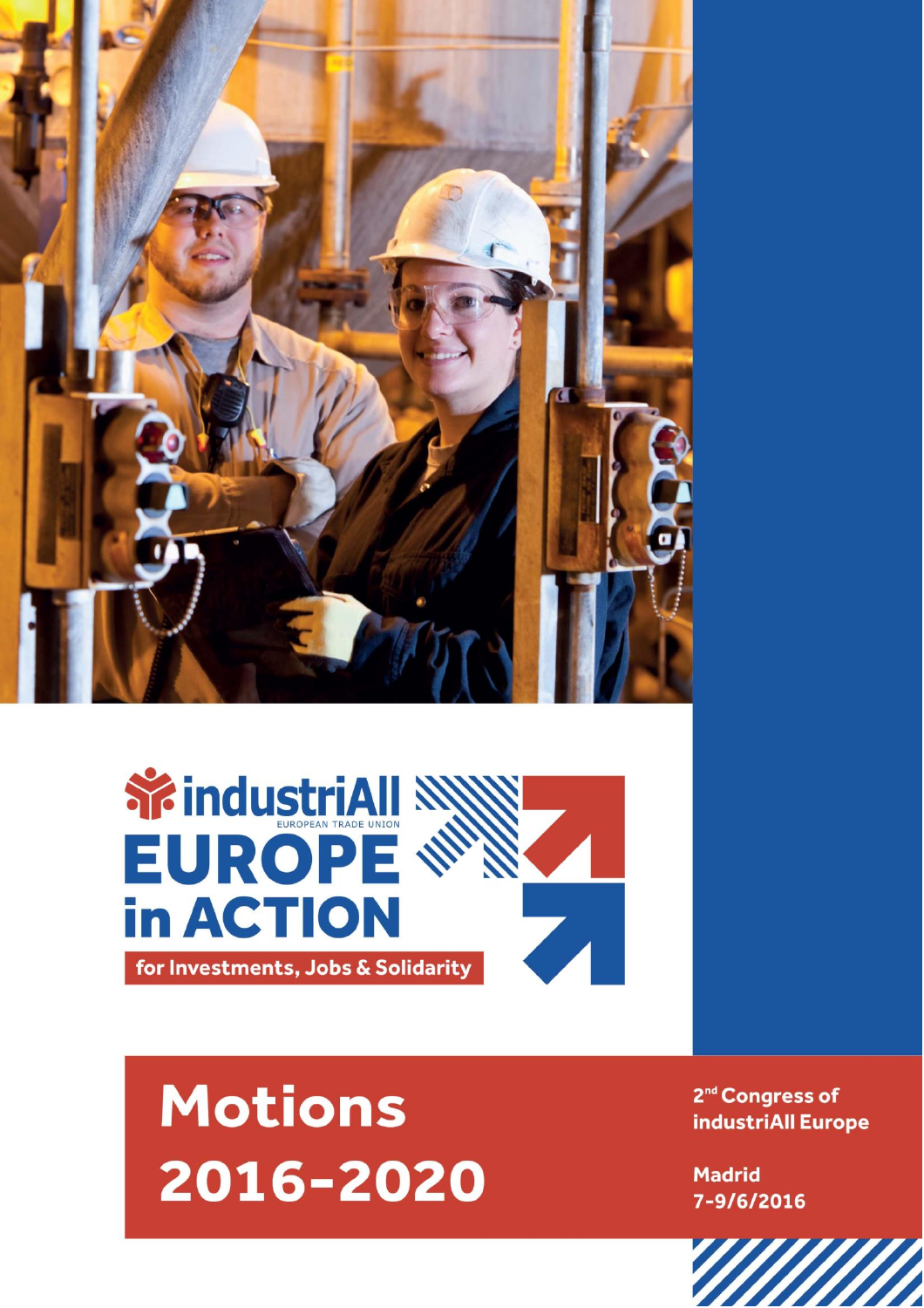industriAll

EUROPEAN TRADE UNION

# EUROPE in ACTION

for Investments, Jobs & Solidarity

# Motions 2016-2020

2nd Congress of industriAll Europe

Madrid 7-9/6/2016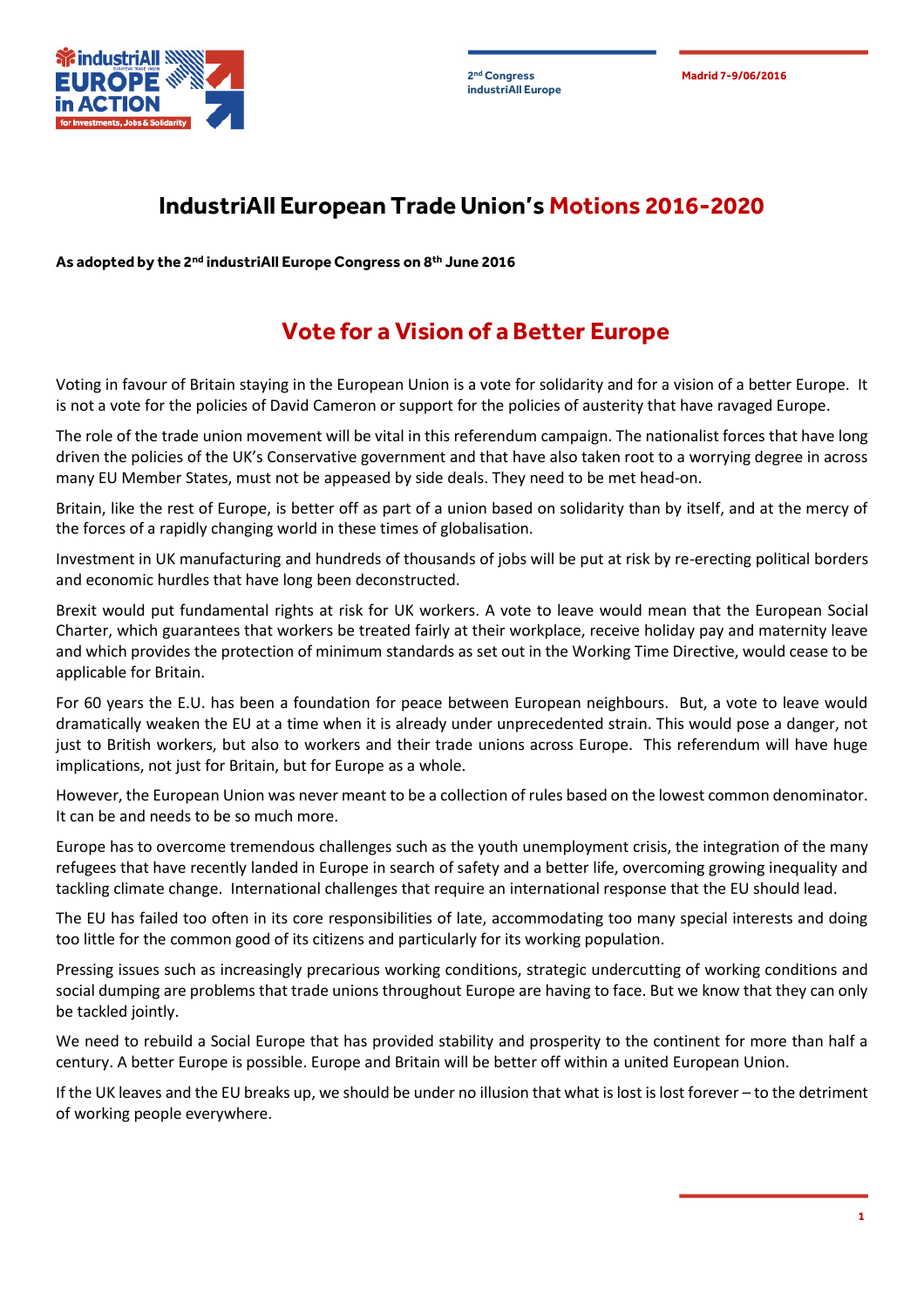# IndustriAll European Trade Union's Motions 2016-2020

**As adopted by the 2nd industriAll Europe Congress on 8th June 2016**

## Vote for a Vision of a Better Europe

Voting in favour of Britain staying in the European Union is a vote for solidarity and for a vision of a better Europe. It is not a vote for the policies of David Cameron or support for the policies of austerity that have ravaged Europe.

The role of the trade union movement will be vital in this referendum campaign. The nationalist forces that have long driven the policies of the UK's Conservative government and that have also taken root to a worrying degree in across many EU Member States, must not be appeased by side deals. They need to be met head-on.

Britain, like the rest of Europe, is better off as part of a union based on solidarity than by itself, and at the mercy of the forces of a rapidly changing world in these times of globalisation.

Investment in UK manufacturing and hundreds of thousands of jobs will be put at risk by re-erecting political borders and economic hurdles that have long been deconstructed.

Brexit would put fundamental rights at risk for UK workers. A vote to leave would mean that the European Social Charter, which guarantees that workers be treated fairly at their workplace, receive holiday pay and maternity leave and which provides the protection of minimum standards as set out in the Working Time Directive, would cease to be applicable for Britain.

For 60 years the E.U. has been a foundation for peace between European neighbours. But, a vote to leave would dramatically weaken the EU at a time when it is already under unprecedented strain. This would pose a danger, not just to British workers, but also to workers and their trade unions across Europe. This referendum will have huge implications, not just for Britain, but for Europe as a whole.

However, the European Union was never meant to be a collection of rules based on the lowest common denominator. It can be and needs to be so much more.

Europe has to overcome tremendous challenges such as the youth unemployment crisis, the integration of the many refugees that have recently landed in Europe in search of safety and a better life, overcoming growing inequality and tackling climate change. International challenges that require an international response that the EU should lead.

The EU has failed too often in its core responsibilities of late, accommodating too many special interests and doing too little for the common good of its citizens and particularly for its working population.

Pressing issues such as increasingly precarious working conditions, strategic undercutting of working conditions and social dumping are problems that trade unions throughout Europe are having to face. But we know that they can only be tackled jointly.

We need to rebuild a Social Europe that has provided stability and prosperity to the continent for more than half a century. A better Europe is possible. Europe and Britain will be better off within a united European Union.

If the UK leaves and the EU breaks up, we should be under no illusion that what is lost is lost forever – to the detriment of working people everywhere.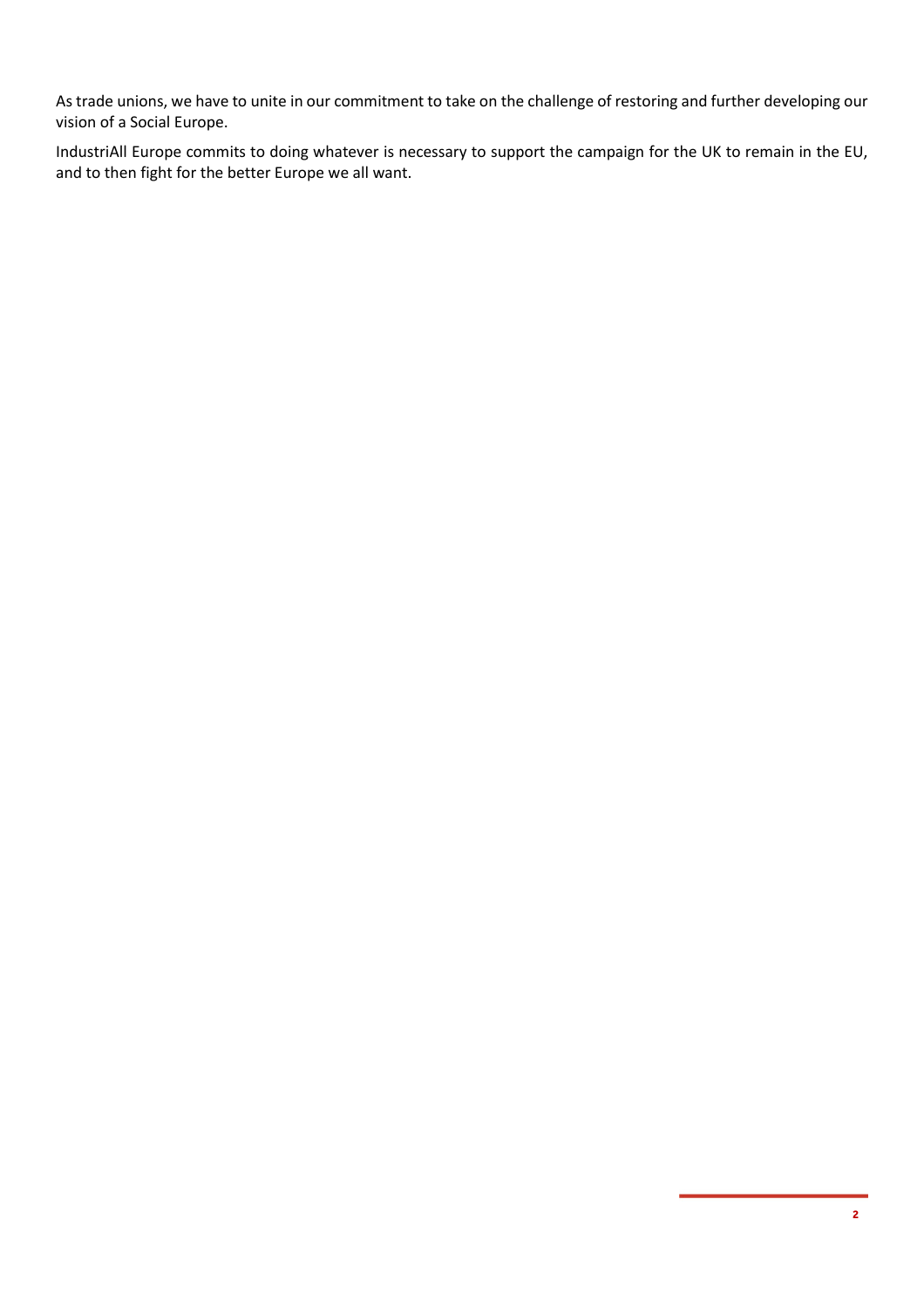As trade unions, we have to unite in our commitment to take on the challenge of restoring and further developing our vision of a Social Europe.

IndustriAll Europe commits to doing whatever is necessary to support the campaign for the UK to remain in the EU, and to then fight for the better Europe we all want.